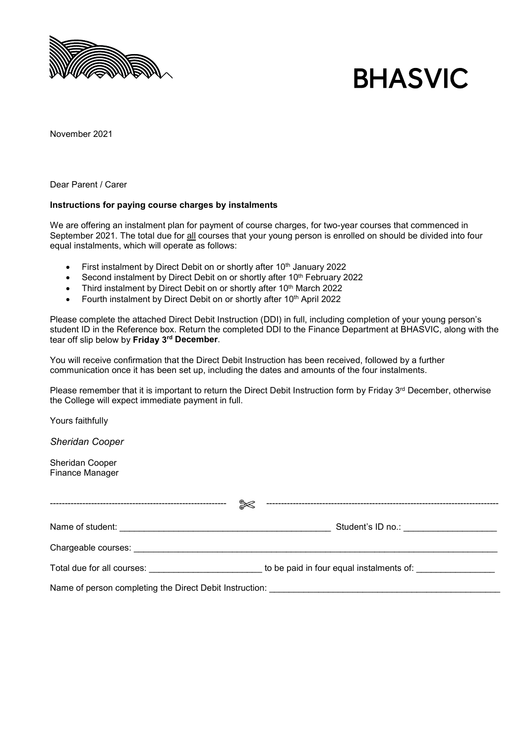BHASVIC

November 2021

Dear Parent / Carer

**Instructions for paying course charges by instalments**

We are offering an instalment plan for payment of course charges, for two-year courses that commenced in September 2021. The total due for all courses that your young person is enrolled on should be divided into four equal instalments, which will operate as follows:

- First instalment by Direct Debit on or shortly after 10th January 2022
- Second instalment by Direct Debit on or shortly after 10th February 2022
- Third instalment by Direct Debit on or shortly after 10th March 2022
- Fourth instalment by Direct Debit on or shortly after 10th April 2022

Please complete the attached Direct Debit Instruction (DDI) in full, including completion of your young person's student ID in the Reference box. Return the completed DDI to the Finance Department at BHASVIC, along with the tear off slip below by **Friday 3rd December**.

You will receive confirmation that the Direct Debit Instruction has been received, followed by a further communication once it has been set up, including the dates and amounts of the four instalments.

Please remember that it is important to return the Direct Debit Instruction form by Friday 3rd December, otherwise the College will expect immediate payment in full.

Yours faithfully

*Sheridan Cooper*

Sheridan Cooper
Finance Manager

------------------------------------------------------------ ✂ ------------------------------------------------------------

Name of student: ____________________________________________ Student's ID no.: ____________________

Chargeable courses: ______________________________________________________________________________

Total due for all courses: ________________________ to be paid in four equal instalments of: ________________

Name of person completing the Direct Debit Instruction: __________________________________________________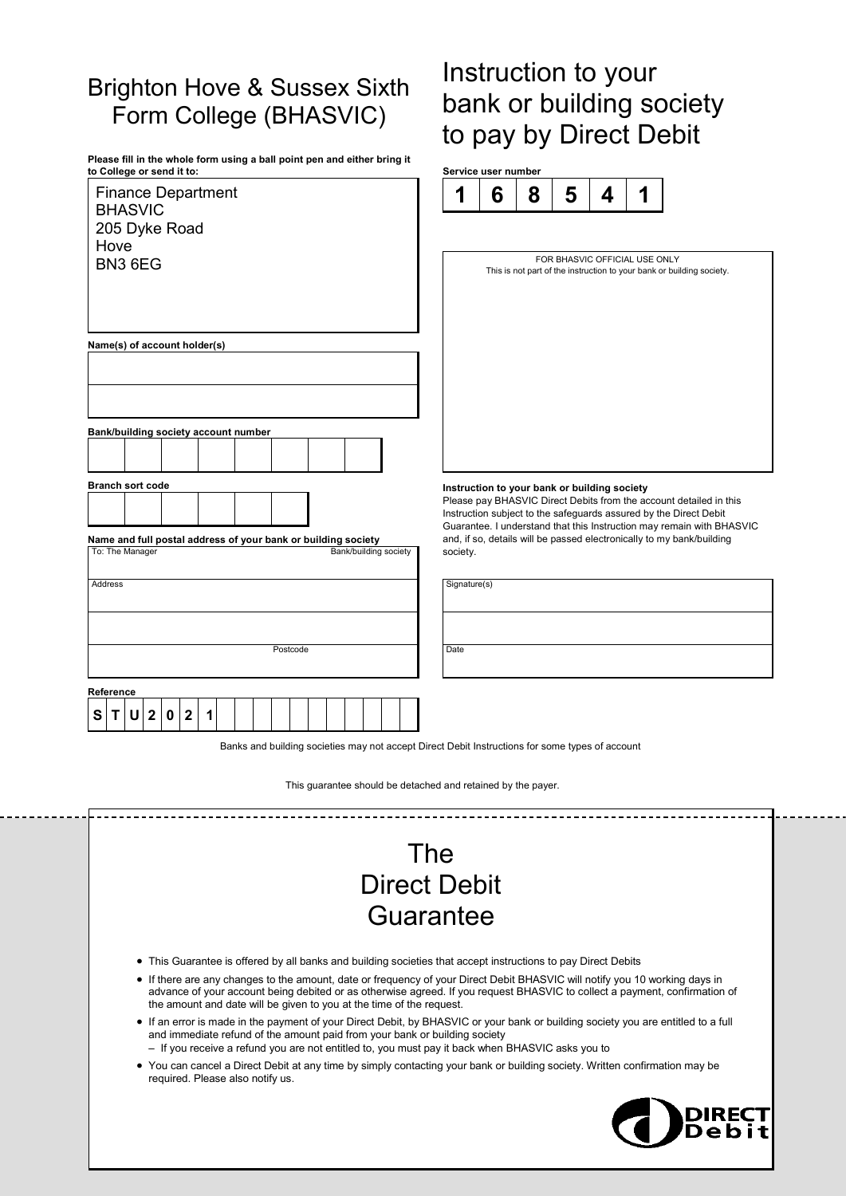# Brighton Hove & Sussex Sixth Form College (BHASVIC)

# Instruction to your bank or building society to pay by Direct Debit

**Please fill in the whole form using a ball point pen and either bring it to College or send it to:**

Finance Department
BHASVIC
205 Dyke Road
Hove
BN3 6EG

**Service user number**

| 1 | 6 | 8 | 5 | 4 | 1 |
|---|---|---|---|---|---|

FOR BHASVIC OFFICIAL USE ONLY
This is not part of the instruction to your bank or building society.

**Name(s) of account holder(s)**

**Bank/building society account number**

**Branch sort code**

**Name and full postal address of your bank or building society**

To: The Manager — Bank/building society

Address

Postcode

**Reference**

| S | T | U | 2 | 0 | 2 | 1 | | | | | | | | | | | |
|---|---|---|---|---|---|---|---|---|---|---|---|---|---|---|---|---|---|

**Instruction to your bank or building society**
Please pay BHASVIC Direct Debits from the account detailed in this Instruction subject to the safeguards assured by the Direct Debit Guarantee. I understand that this Instruction may remain with BHASVIC and, if so, details will be passed electronically to my bank/building society.

Signature(s)

Date

Banks and building societies may not accept Direct Debit Instructions for some types of account

This guarantee should be detached and retained by the payer.

## The Direct Debit Guarantee

- This Guarantee is offered by all banks and building societies that accept instructions to pay Direct Debits
- If there are any changes to the amount, date or frequency of your Direct Debit BHASVIC will notify you 10 working days in advance of your account being debited or as otherwise agreed. If you request BHASVIC to collect a payment, confirmation of the amount and date will be given to you at the time of the request.
- If an error is made in the payment of your Direct Debit, by BHASVIC or your bank or building society you are entitled to a full and immediate refund of the amount paid from your bank or building society
  - If you receive a refund you are not entitled to, you must pay it back when BHASVIC asks you to
- You can cancel a Direct Debit at any time by simply contacting your bank or building society. Written confirmation may be required. Please also notify us.

DIRECT Debit